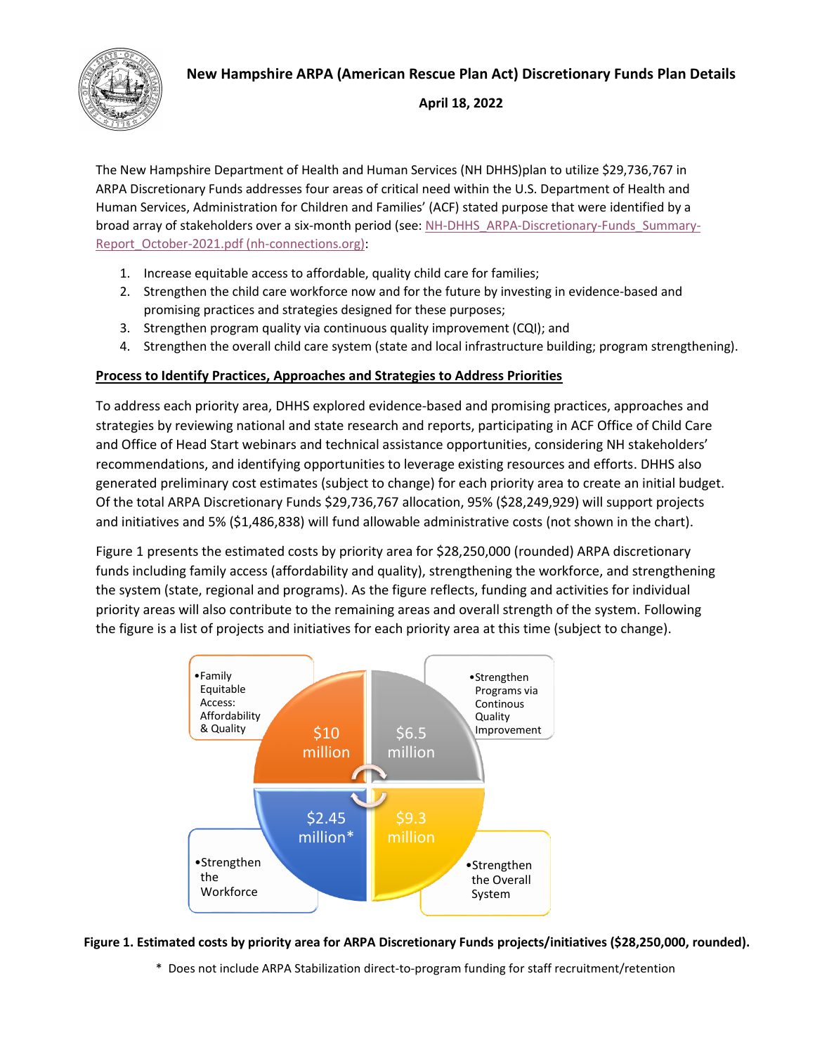# New Hampshire ARPA (American Rescue Plan Act) Discretionary Funds Plan Details

**April 18, 2022**

The New Hampshire Department of Health and Human Services (NH DHHS)plan to utilize $29,736,767 in ARPA Discretionary Funds addresses four areas of critical need within the U.S. Department of Health and Human Services, Administration for Children and Families' (ACF) stated purpose that were identified by a broad array of stakeholders over a six-month period (see: NH-DHHS_ARPA-Discretionary-Funds_Summary-Report_October-2021.pdf (nh-connections.org)):

1. Increase equitable access to affordable, quality child care for families;
2. Strengthen the child care workforce now and for the future by investing in evidence-based and promising practices and strategies designed for these purposes;
3. Strengthen program quality via continuous quality improvement (CQI); and
4. Strengthen the overall child care system (state and local infrastructure building; program strengthening).

## Process to Identify Practices, Approaches and Strategies to Address Priorities

To address each priority area, DHHS explored evidence-based and promising practices, approaches and strategies by reviewing national and state research and reports, participating in ACF Office of Child Care and Office of Head Start webinars and technical assistance opportunities, considering NH stakeholders' recommendations, and identifying opportunities to leverage existing resources and efforts. DHHS also generated preliminary cost estimates (subject to change) for each priority area to create an initial budget. Of the total ARPA Discretionary Funds $29,736,767 allocation, 95% ($28,249,929) will support projects and initiatives and 5% ($1,486,838) will fund allowable administrative costs (not shown in the chart).

Figure 1 presents the estimated costs by priority area for $28,250,000 (rounded) ARPA discretionary funds including family access (affordability and quality), strengthening the workforce, and strengthening the system (state, regional and programs). As the figure reflects, funding and activities for individual priority areas will also contribute to the remaining areas and overall strength of the system. Following the figure is a list of projects and initiatives for each priority area at this time (subject to change).

| Priority Area | Estimated Cost |
|---|---|
| Family Equitable Access: Affordability & Quality | $10 million |
| Strengthen Programs via Continous Quality Improvement | $6.5 million |
| Strengthen the Workforce | $2.45 million* |
| Strengthen the Overall System | $9.3 million |

**Figure 1. Estimated costs by priority area for ARPA Discretionary Funds projects/initiatives ($28,250,000, rounded).**

\* Does not include ARPA Stabilization direct-to-program funding for staff recruitment/retention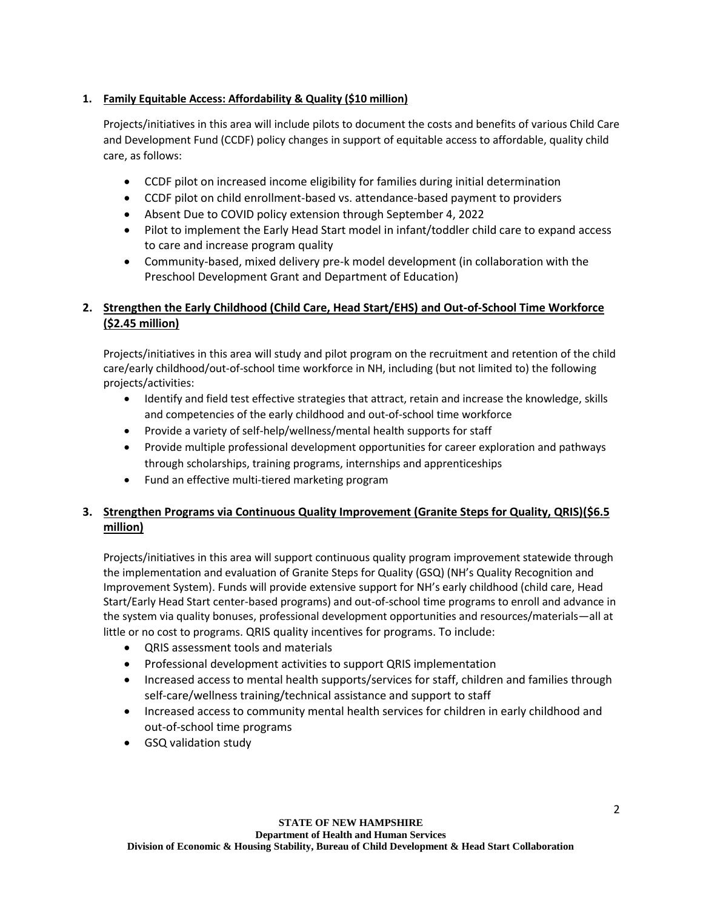1. **Family Equitable Access: Affordability & Quality ($10 million)**

   Projects/initiatives in this area will include pilots to document the costs and benefits of various Child Care and Development Fund (CCDF) policy changes in support of equitable access to affordable, quality child care, as follows:

   - CCDF pilot on increased income eligibility for families during initial determination
   - CCDF pilot on child enrollment-based vs. attendance-based payment to providers
   - Absent Due to COVID policy extension through September 4, 2022
   - Pilot to implement the Early Head Start model in infant/toddler child care to expand access to care and increase program quality
   - Community-based, mixed delivery pre-k model development (in collaboration with the Preschool Development Grant and Department of Education)

2. **Strengthen the Early Childhood (Child Care, Head Start/EHS) and Out-of-School Time Workforce ($2.45 million)**

   Projects/initiatives in this area will study and pilot program on the recruitment and retention of the child care/early childhood/out-of-school time workforce in NH, including (but not limited to) the following projects/activities:

   - Identify and field test effective strategies that attract, retain and increase the knowledge, skills and competencies of the early childhood and out-of-school time workforce
   - Provide a variety of self-help/wellness/mental health supports for staff
   - Provide multiple professional development opportunities for career exploration and pathways through scholarships, training programs, internships and apprenticeships
   - Fund an effective multi-tiered marketing program

3. **Strengthen Programs via Continuous Quality Improvement (Granite Steps for Quality, QRIS)($6.5 million)**

   Projects/initiatives in this area will support continuous quality program improvement statewide through the implementation and evaluation of Granite Steps for Quality (GSQ) (NH's Quality Recognition and Improvement System). Funds will provide extensive support for NH's early childhood (child care, Head Start/Early Head Start center-based programs) and out-of-school time programs to enroll and advance in the system via quality bonuses, professional development opportunities and resources/materials—all at little or no cost to programs. QRIS quality incentives for programs. To include:

   - QRIS assessment tools and materials
   - Professional development activities to support QRIS implementation
   - Increased access to mental health supports/services for staff, children and families through self-care/wellness training/technical assistance and support to staff
   - Increased access to community mental health services for children in early childhood and out-of-school time programs
   - GSQ validation study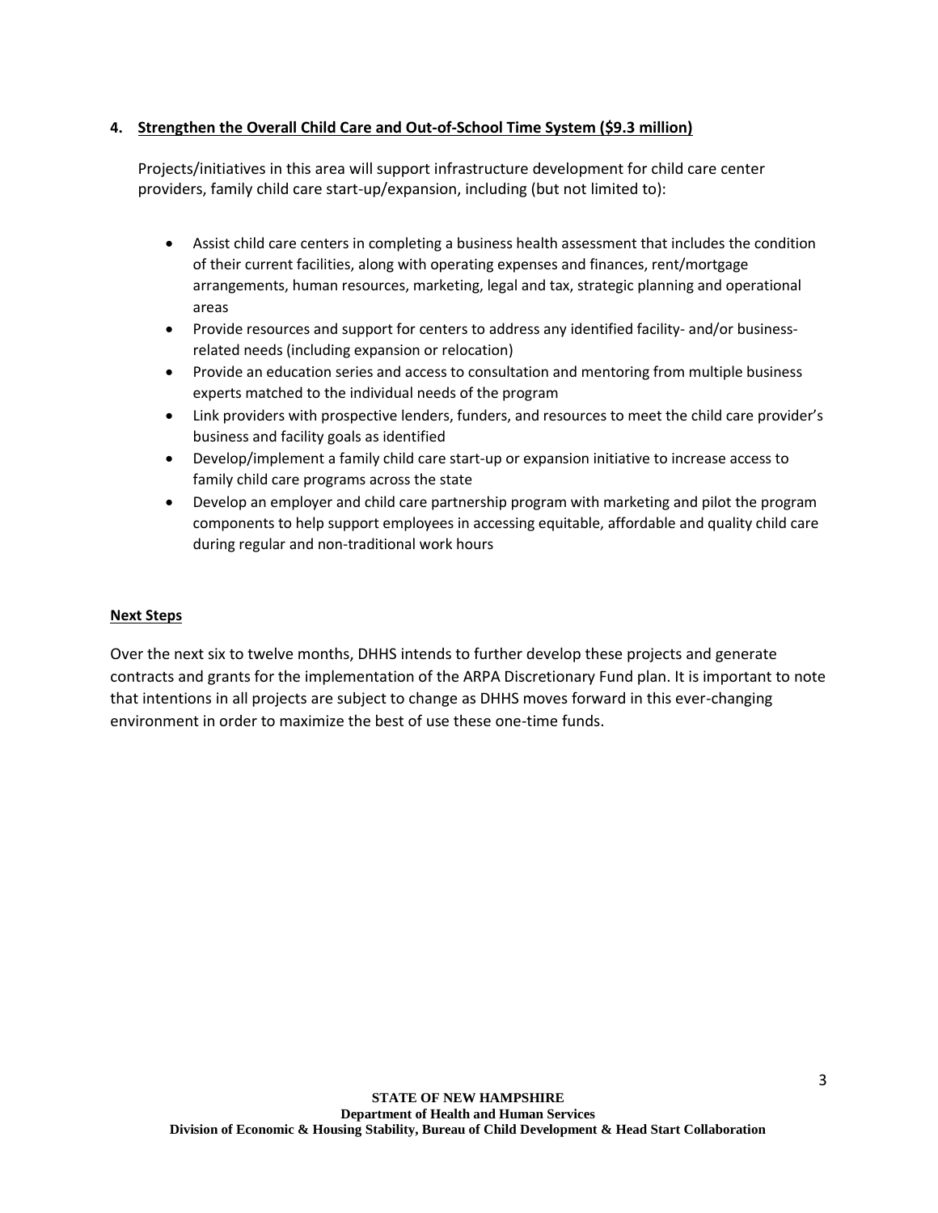4. **Strengthen the Overall Child Care and Out-of-School Time System ($9.3 million)**

   Projects/initiatives in this area will support infrastructure development for child care center providers, family child care start-up/expansion, including (but not limited to):

   - Assist child care centers in completing a business health assessment that includes the condition of their current facilities, along with operating expenses and finances, rent/mortgage arrangements, human resources, marketing, legal and tax, strategic planning and operational areas
   - Provide resources and support for centers to address any identified facility- and/or business-related needs (including expansion or relocation)
   - Provide an education series and access to consultation and mentoring from multiple business experts matched to the individual needs of the program
   - Link providers with prospective lenders, funders, and resources to meet the child care provider's business and facility goals as identified
   - Develop/implement a family child care start-up or expansion initiative to increase access to family child care programs across the state
   - Develop an employer and child care partnership program with marketing and pilot the program components to help support employees in accessing equitable, affordable and quality child care during regular and non-traditional work hours

**Next Steps**

Over the next six to twelve months, DHHS intends to further develop these projects and generate contracts and grants for the implementation of the ARPA Discretionary Fund plan. It is important to note that intentions in all projects are subject to change as DHHS moves forward in this ever-changing environment in order to maximize the best of use these one-time funds.